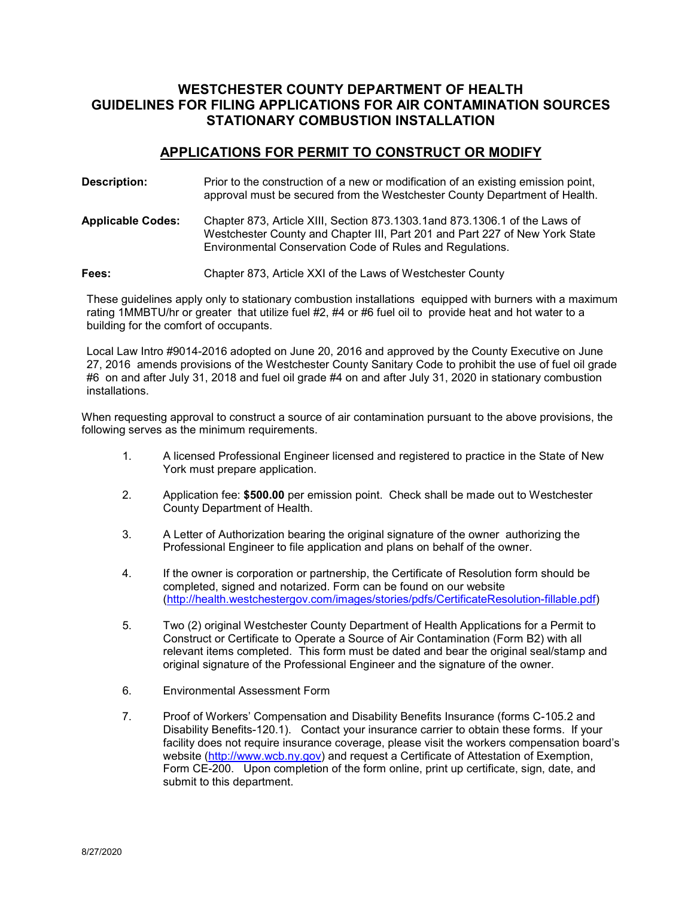# WESTCHESTER COUNTY DEPARTMENT OF HEALTH
# GUIDELINES FOR FILING APPLICATIONS FOR AIR CONTAMINATION SOURCES
# STATIONARY COMBUSTION INSTALLATION

## APPLICATIONS FOR PERMIT TO CONSTRUCT OR MODIFY

**Description:** Prior to the construction of a new or modification of an existing emission point, approval must be secured from the Westchester County Department of Health.

**Applicable Codes:** Chapter 873, Article XIII, Section 873.1303.1and 873.1306.1 of the Laws of Westchester County and Chapter III, Part 201 and Part 227 of New York State Environmental Conservation Code of Rules and Regulations.

**Fees:** Chapter 873, Article XXI of the Laws of Westchester County

These guidelines apply only to stationary combustion installations equipped with burners with a maximum rating 1MMBTU/hr or greater that utilize fuel #2, #4 or #6 fuel oil to provide heat and hot water to a building for the comfort of occupants.

Local Law Intro #9014-2016 adopted on June 20, 2016 and approved by the County Executive on June 27, 2016 amends provisions of the Westchester County Sanitary Code to prohibit the use of fuel oil grade #6 on and after July 31, 2018 and fuel oil grade #4 on and after July 31, 2020 in stationary combustion installations.

When requesting approval to construct a source of air contamination pursuant to the above provisions, the following serves as the minimum requirements.

1. A licensed Professional Engineer licensed and registered to practice in the State of New York must prepare application.

2. Application fee: **$500.00** per emission point. Check shall be made out to Westchester County Department of Health.

3. A Letter of Authorization bearing the original signature of the owner authorizing the Professional Engineer to file application and plans on behalf of the owner.

4. If the owner is corporation or partnership, the Certificate of Resolution form should be completed, signed and notarized. Form can be found on our website (http://health.westchestergov.com/images/stories/pdfs/CertificateResolution-fillable.pdf)

5. Two (2) original Westchester County Department of Health Applications for a Permit to Construct or Certificate to Operate a Source of Air Contamination (Form B2) with all relevant items completed. This form must be dated and bear the original seal/stamp and original signature of the Professional Engineer and the signature of the owner.

6. Environmental Assessment Form

7. Proof of Workers' Compensation and Disability Benefits Insurance (forms C-105.2 and Disability Benefits-120.1). Contact your insurance carrier to obtain these forms. If your facility does not require insurance coverage, please visit the workers compensation board's website (http://www.wcb.ny.gov) and request a Certificate of Attestation of Exemption, Form CE-200. Upon completion of the form online, print up certificate, sign, date, and submit to this department.

8/27/2020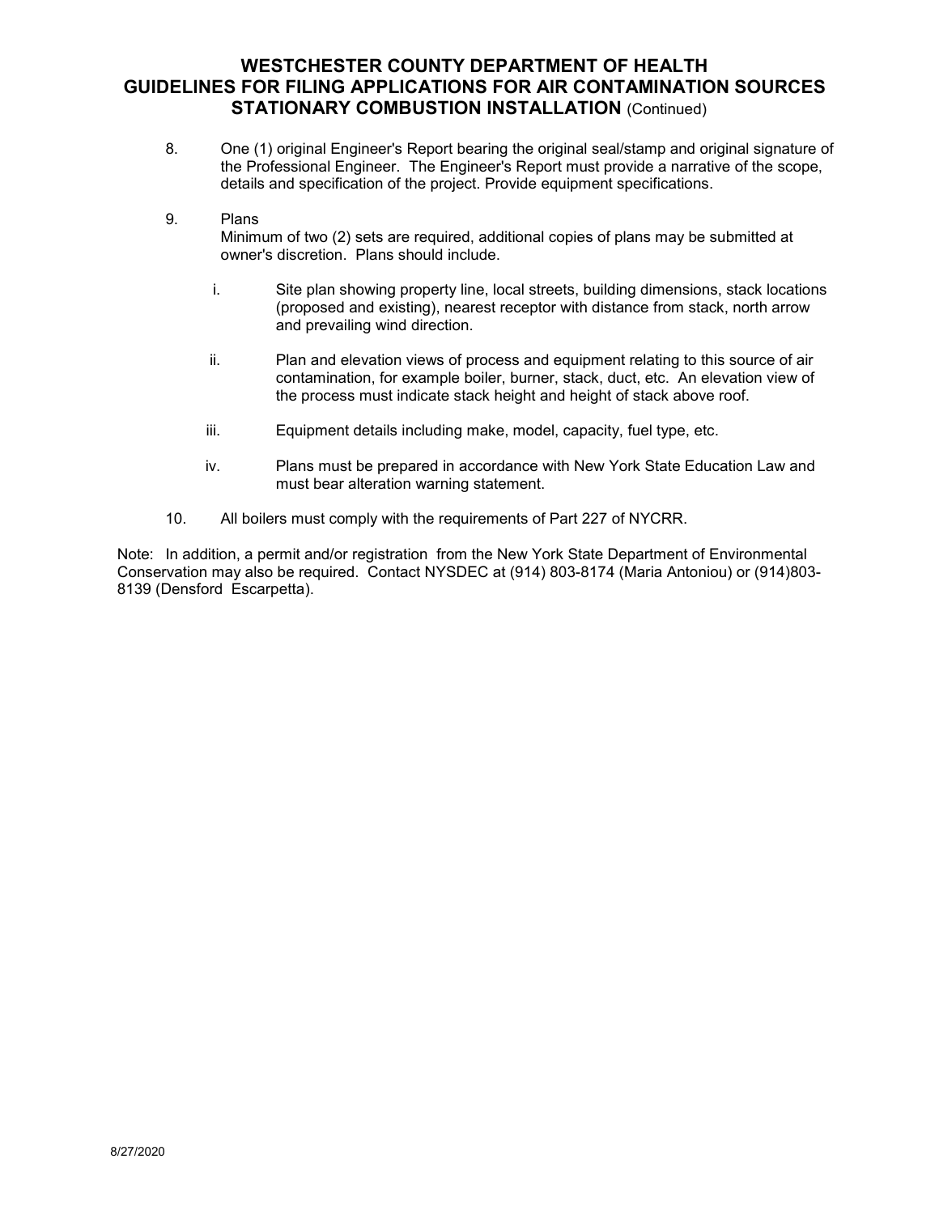# WESTCHESTER COUNTY DEPARTMENT OF HEALTH
# GUIDELINES FOR FILING APPLICATIONS FOR AIR CONTAMINATION SOURCES
## STATIONARY COMBUSTION INSTALLATION (Continued)

8. One (1) original Engineer's Report bearing the original seal/stamp and original signature of the Professional Engineer. The Engineer's Report must provide a narrative of the scope, details and specification of the project. Provide equipment specifications.

9. Plans
   Minimum of two (2) sets are required, additional copies of plans may be submitted at owner's discretion. Plans should include.

   i. Site plan showing property line, local streets, building dimensions, stack locations (proposed and existing), nearest receptor with distance from stack, north arrow and prevailing wind direction.

   ii. Plan and elevation views of process and equipment relating to this source of air contamination, for example boiler, burner, stack, duct, etc. An elevation view of the process must indicate stack height and height of stack above roof.

   iii. Equipment details including make, model, capacity, fuel type, etc.

   iv. Plans must be prepared in accordance with New York State Education Law and must bear alteration warning statement.

10. All boilers must comply with the requirements of Part 227 of NYCRR.

Note: In addition, a permit and/or registration from the New York State Department of Environmental Conservation may also be required. Contact NYSDEC at (914) 803-8174 (Maria Antoniou) or (914)803-8139 (Densford Escarpetta).

8/27/2020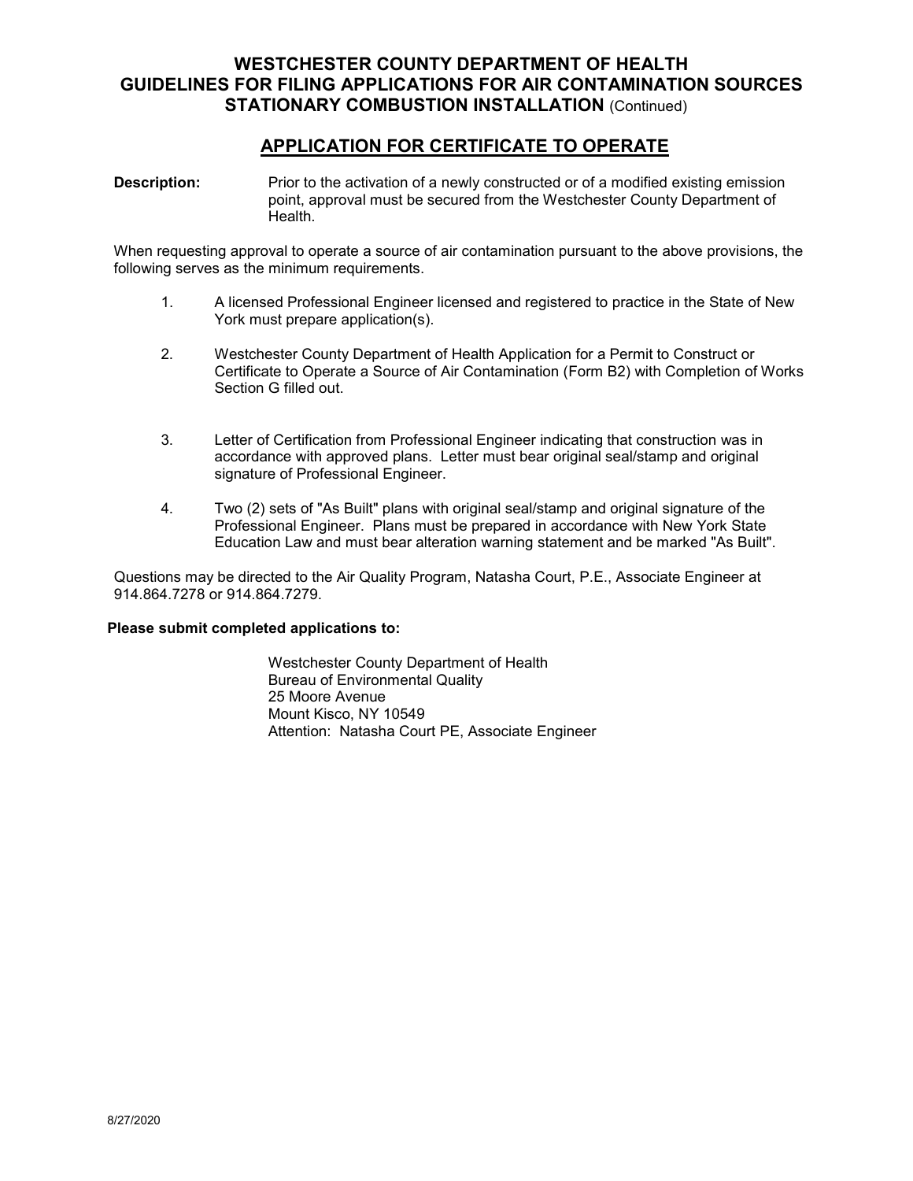# WESTCHESTER COUNTY DEPARTMENT OF HEALTH
# GUIDELINES FOR FILING APPLICATIONS FOR AIR CONTAMINATION SOURCES
# STATIONARY COMBUSTION INSTALLATION (Continued)

## APPLICATION FOR CERTIFICATE TO OPERATE

**Description:** Prior to the activation of a newly constructed or of a modified existing emission point, approval must be secured from the Westchester County Department of Health.

When requesting approval to operate a source of air contamination pursuant to the above provisions, the following serves as the minimum requirements.

1. A licensed Professional Engineer licensed and registered to practice in the State of New York must prepare application(s).

2. Westchester County Department of Health Application for a Permit to Construct or Certificate to Operate a Source of Air Contamination (Form B2) with Completion of Works Section G filled out.

3. Letter of Certification from Professional Engineer indicating that construction was in accordance with approved plans. Letter must bear original seal/stamp and original signature of Professional Engineer.

4. Two (2) sets of "As Built" plans with original seal/stamp and original signature of the Professional Engineer. Plans must be prepared in accordance with New York State Education Law and must bear alteration warning statement and be marked "As Built".

Questions may be directed to the Air Quality Program, Natasha Court, P.E., Associate Engineer at 914.864.7278 or 914.864.7279.

**Please submit completed applications to:**

Westchester County Department of Health
Bureau of Environmental Quality
25 Moore Avenue
Mount Kisco, NY 10549
Attention: Natasha Court PE, Associate Engineer

8/27/2020